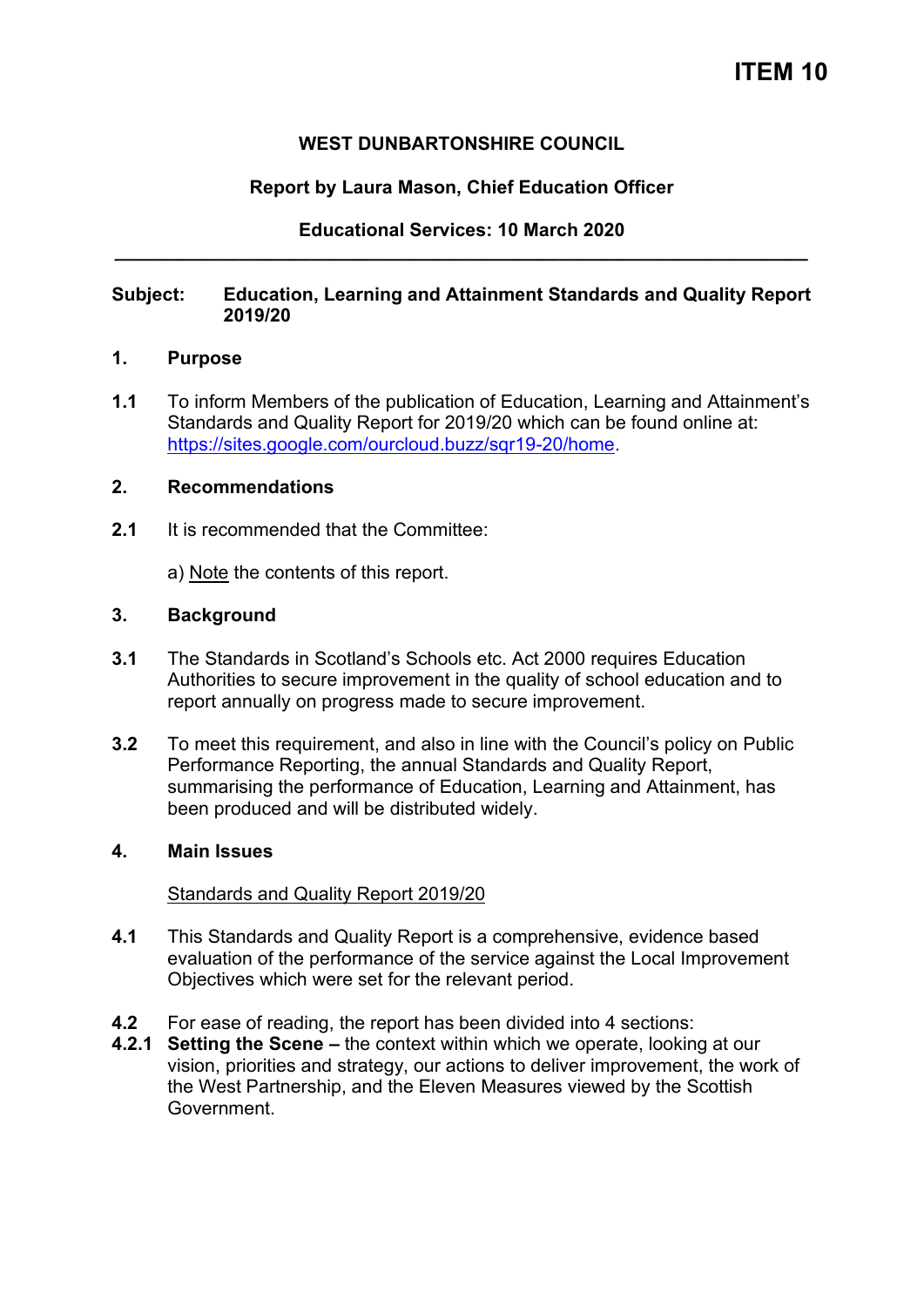# ITEM 10

**WEST DUNBARTONSHIRE COUNCIL**

**Report by Laura Mason, Chief Education Officer**

**Educational Services: 10 March 2020**

---

**Subject: Education, Learning and Attainment Standards and Quality Report 2019/20**

## 1. Purpose

**1.1** To inform Members of the publication of Education, Learning and Attainment's Standards and Quality Report for 2019/20 which can be found online at: https://sites.google.com/ourcloud.buzz/sqr19-20/home.

## 2. Recommendations

**2.1** It is recommended that the Committee:

a) Note the contents of this report.

## 3. Background

**3.1** The Standards in Scotland's Schools etc. Act 2000 requires Education Authorities to secure improvement in the quality of school education and to report annually on progress made to secure improvement.

**3.2** To meet this requirement, and also in line with the Council's policy on Public Performance Reporting, the annual Standards and Quality Report, summarising the performance of Education, Learning and Attainment, has been produced and will be distributed widely.

## 4. Main Issues

Standards and Quality Report 2019/20

**4.1** This Standards and Quality Report is a comprehensive, evidence based evaluation of the performance of the service against the Local Improvement Objectives which were set for the relevant period.

**4.2** For ease of reading, the report has been divided into 4 sections:

**4.2.1** **Setting the Scene –** the context within which we operate, looking at our vision, priorities and strategy, our actions to deliver improvement, the work of the West Partnership, and the Eleven Measures viewed by the Scottish Government.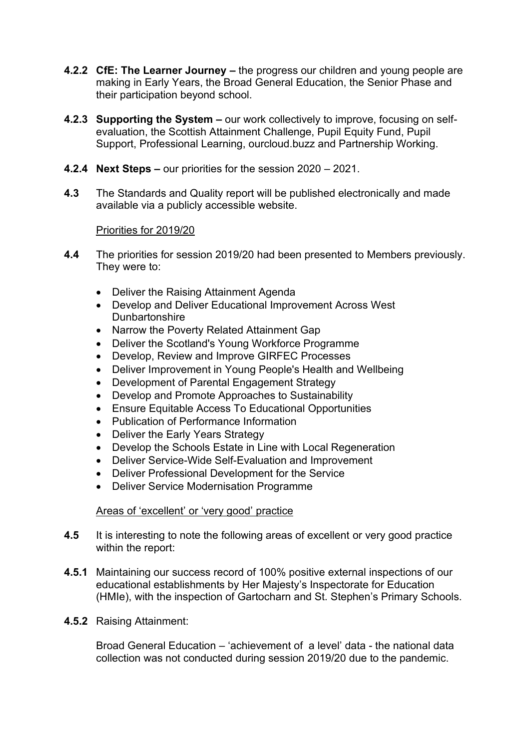**4.2.2** **CfE: The Learner Journey –** the progress our children and young people are making in Early Years, the Broad General Education, the Senior Phase and their participation beyond school.

**4.2.3** **Supporting the System –** our work collectively to improve, focusing on self-evaluation, the Scottish Attainment Challenge, Pupil Equity Fund, Pupil Support, Professional Learning, ourcloud.buzz and Partnership Working.

**4.2.4** **Next Steps –** our priorities for the session 2020 – 2021.

**4.3** The Standards and Quality report will be published electronically and made available via a publicly accessible website.

Priorities for 2019/20

**4.4** The priorities for session 2019/20 had been presented to Members previously. They were to:

- Deliver the Raising Attainment Agenda
- Develop and Deliver Educational Improvement Across West Dunbartonshire
- Narrow the Poverty Related Attainment Gap
- Deliver the Scotland's Young Workforce Programme
- Develop, Review and Improve GIRFEC Processes
- Deliver Improvement in Young People's Health and Wellbeing
- Development of Parental Engagement Strategy
- Develop and Promote Approaches to Sustainability
- Ensure Equitable Access To Educational Opportunities
- Publication of Performance Information
- Deliver the Early Years Strategy
- Develop the Schools Estate in Line with Local Regeneration
- Deliver Service-Wide Self-Evaluation and Improvement
- Deliver Professional Development for the Service
- Deliver Service Modernisation Programme

Areas of 'excellent' or 'very good' practice

**4.5** It is interesting to note the following areas of excellent or very good practice within the report:

**4.5.1** Maintaining our success record of 100% positive external inspections of our educational establishments by Her Majesty's Inspectorate for Education (HMIe), with the inspection of Gartocharn and St. Stephen's Primary Schools.

**4.5.2** Raising Attainment:

Broad General Education – 'achievement of a level' data - the national data collection was not conducted during session 2019/20 due to the pandemic.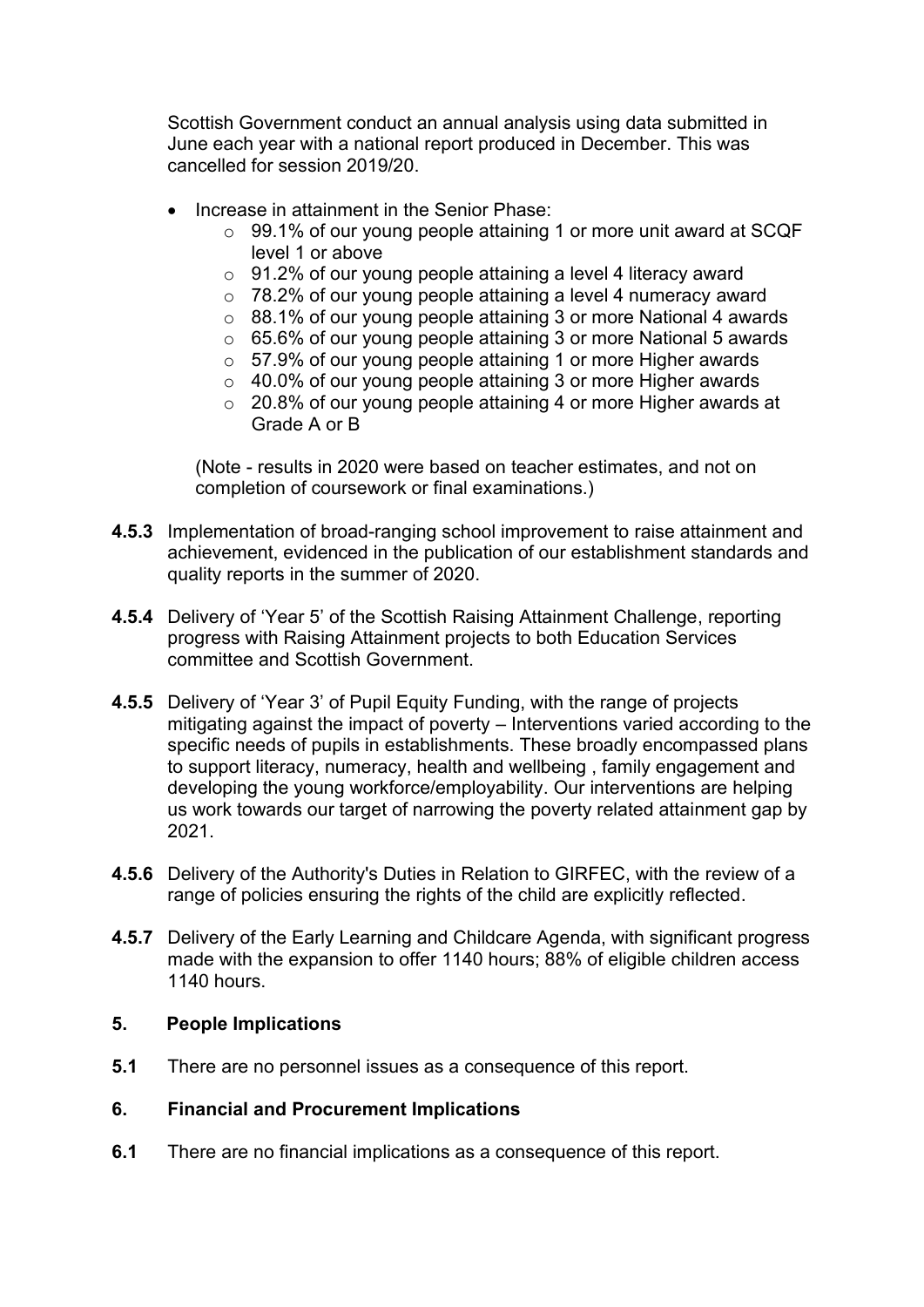Scottish Government conduct an annual analysis using data submitted in June each year with a national report produced in December. This was cancelled for session 2019/20.

- Increase in attainment in the Senior Phase:
  - 99.1% of our young people attaining 1 or more unit award at SCQF level 1 or above
  - 91.2% of our young people attaining a level 4 literacy award
  - 78.2% of our young people attaining a level 4 numeracy award
  - 88.1% of our young people attaining 3 or more National 4 awards
  - 65.6% of our young people attaining 3 or more National 5 awards
  - 57.9% of our young people attaining 1 or more Higher awards
  - 40.0% of our young people attaining 3 or more Higher awards
  - 20.8% of our young people attaining 4 or more Higher awards at Grade A or B

(Note - results in 2020 were based on teacher estimates, and not on completion of coursework or final examinations.)

**4.5.3** Implementation of broad-ranging school improvement to raise attainment and achievement, evidenced in the publication of our establishment standards and quality reports in the summer of 2020.

**4.5.4** Delivery of 'Year 5' of the Scottish Raising Attainment Challenge, reporting progress with Raising Attainment projects to both Education Services committee and Scottish Government.

**4.5.5** Delivery of 'Year 3' of Pupil Equity Funding, with the range of projects mitigating against the impact of poverty – Interventions varied according to the specific needs of pupils in establishments. These broadly encompassed plans to support literacy, numeracy, health and wellbeing , family engagement and developing the young workforce/employability. Our interventions are helping us work towards our target of narrowing the poverty related attainment gap by 2021.

**4.5.6** Delivery of the Authority's Duties in Relation to GIRFEC, with the review of a range of policies ensuring the rights of the child are explicitly reflected.

**4.5.7** Delivery of the Early Learning and Childcare Agenda, with significant progress made with the expansion to offer 1140 hours; 88% of eligible children access 1140 hours.

## 5. People Implications

**5.1** There are no personnel issues as a consequence of this report.

## 6. Financial and Procurement Implications

**6.1** There are no financial implications as a consequence of this report.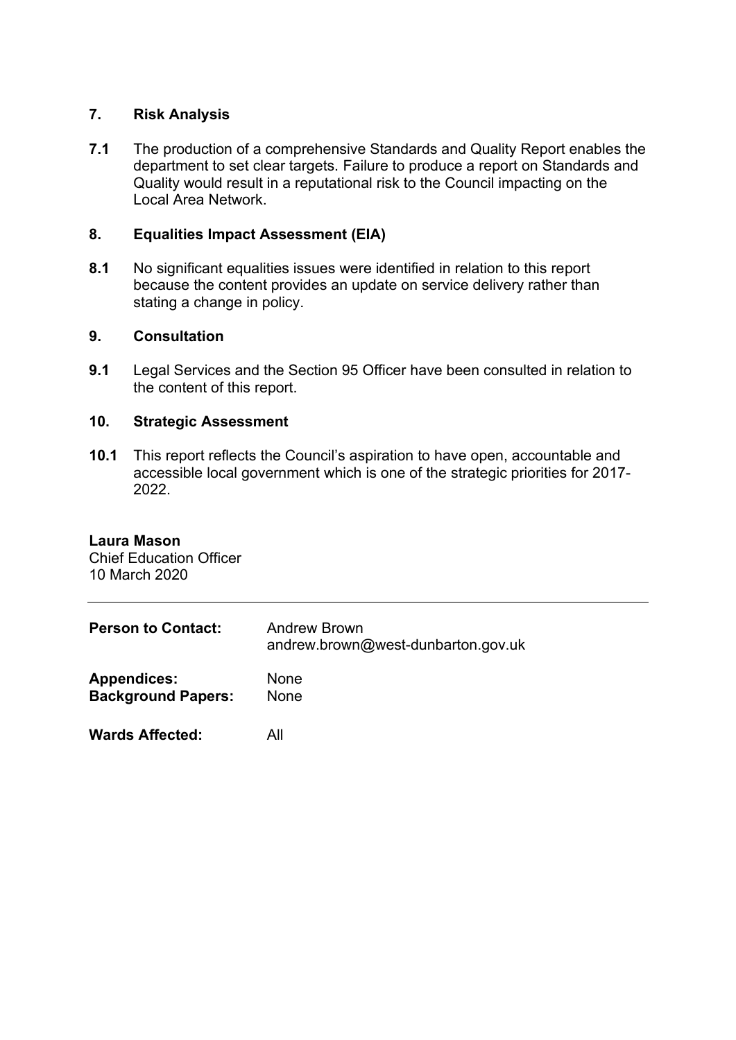## 7. Risk Analysis

**7.1** The production of a comprehensive Standards and Quality Report enables the department to set clear targets. Failure to produce a report on Standards and Quality would result in a reputational risk to the Council impacting on the Local Area Network.

## 8. Equalities Impact Assessment (EIA)

**8.1** No significant equalities issues were identified in relation to this report because the content provides an update on service delivery rather than stating a change in policy.

## 9. Consultation

**9.1** Legal Services and the Section 95 Officer have been consulted in relation to the content of this report.

## 10. Strategic Assessment

**10.1** This report reflects the Council's aspiration to have open, accountable and accessible local government which is one of the strategic priorities for 2017-2022.

**Laura Mason**
Chief Education Officer
10 March 2020

---

| | |
|---|---|
| **Person to Contact:** | Andrew Brown<br>andrew.brown@west-dunbarton.gov.uk |
| **Appendices:** | None |
| **Background Papers:** | None |
| **Wards Affected:** | All |